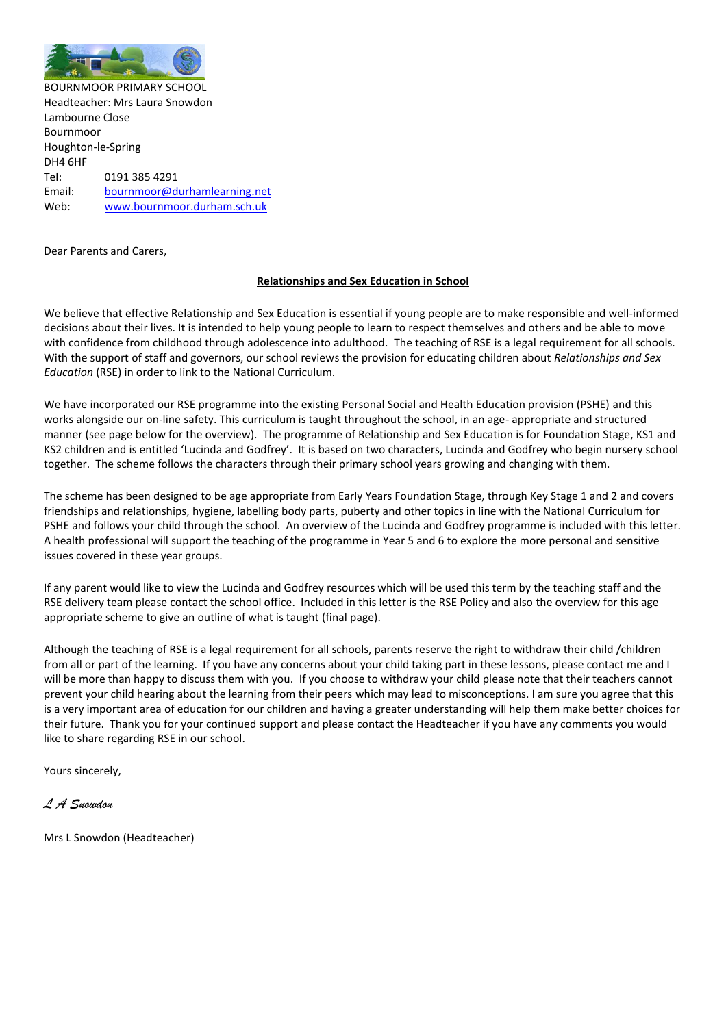BOURNMOOR PRIMARY SCHOOL
Headteacher: Mrs Laura Snowdon
Lambourne Close
Bournmoor
Houghton-le-Spring
DH4 6HF
Tel: 0191 385 4291
Email: bournmoor@durhamlearning.net
Web: www.bournmoor.durham.sch.uk

Dear Parents and Carers,

**Relationships and Sex Education in School**

We believe that effective Relationship and Sex Education is essential if young people are to make responsible and well-informed decisions about their lives. It is intended to help young people to learn to respect themselves and others and be able to move with confidence from childhood through adolescence into adulthood. The teaching of RSE is a legal requirement for all schools. With the support of staff and governors, our school reviews the provision for educating children about *Relationships and Sex Education* (RSE) in order to link to the National Curriculum.

We have incorporated our RSE programme into the existing Personal Social and Health Education provision (PSHE) and this works alongside our on-line safety. This curriculum is taught throughout the school, in an age- appropriate and structured manner (see page below for the overview). The programme of Relationship and Sex Education is for Foundation Stage, KS1 and KS2 children and is entitled 'Lucinda and Godfrey'. It is based on two characters, Lucinda and Godfrey who begin nursery school together. The scheme follows the characters through their primary school years growing and changing with them.

The scheme has been designed to be age appropriate from Early Years Foundation Stage, through Key Stage 1 and 2 and covers friendships and relationships, hygiene, labelling body parts, puberty and other topics in line with the National Curriculum for PSHE and follows your child through the school. An overview of the Lucinda and Godfrey programme is included with this letter. A health professional will support the teaching of the programme in Year 5 and 6 to explore the more personal and sensitive issues covered in these year groups.

If any parent would like to view the Lucinda and Godfrey resources which will be used this term by the teaching staff and the RSE delivery team please contact the school office. Included in this letter is the RSE Policy and also the overview for this age appropriate scheme to give an outline of what is taught (final page).

Although the teaching of RSE is a legal requirement for all schools, parents reserve the right to withdraw their child /children from all or part of the learning. If you have any concerns about your child taking part in these lessons, please contact me and I will be more than happy to discuss them with you. If you choose to withdraw your child please note that their teachers cannot prevent your child hearing about the learning from their peers which may lead to misconceptions. I am sure you agree that this is a very important area of education for our children and having a greater understanding will help them make better choices for their future. Thank you for your continued support and please contact the Headteacher if you have any comments you would like to share regarding RSE in our school.

Yours sincerely,

*L A Snowdon*

Mrs L Snowdon (Headteacher)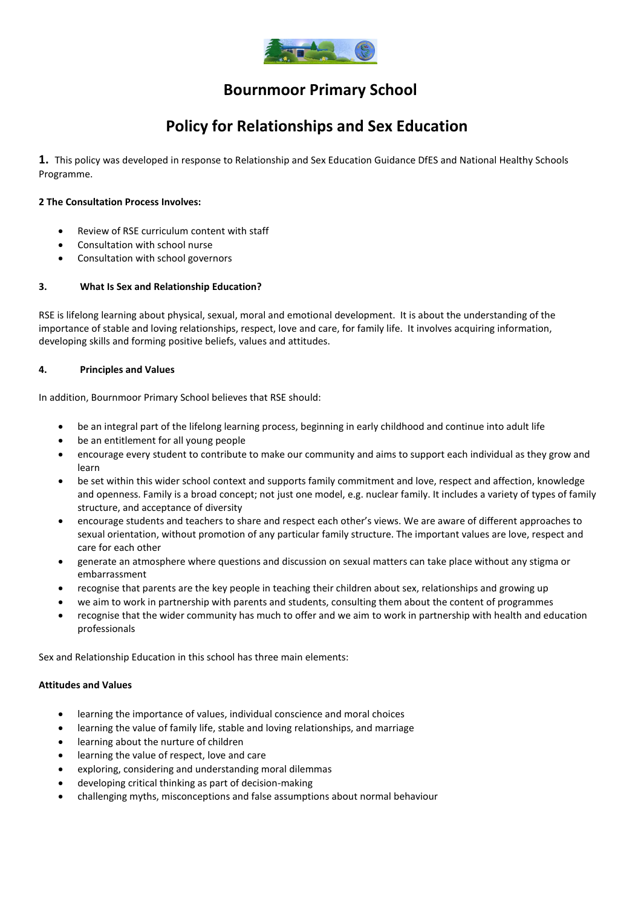# Bournmoor Primary School

# Policy for Relationships and Sex Education

**1.** This policy was developed in response to Relationship and Sex Education Guidance DfES and National Healthy Schools Programme.

**2 The Consultation Process Involves:**

- Review of RSE curriculum content with staff
- Consultation with school nurse
- Consultation with school governors

**3. What Is Sex and Relationship Education?**

RSE is lifelong learning about physical, sexual, moral and emotional development. It is about the understanding of the importance of stable and loving relationships, respect, love and care, for family life. It involves acquiring information, developing skills and forming positive beliefs, values and attitudes.

**4. Principles and Values**

In addition, Bournmoor Primary School believes that RSE should:

- be an integral part of the lifelong learning process, beginning in early childhood and continue into adult life
- be an entitlement for all young people
- encourage every student to contribute to make our community and aims to support each individual as they grow and learn
- be set within this wider school context and supports family commitment and love, respect and affection, knowledge and openness. Family is a broad concept; not just one model, e.g. nuclear family. It includes a variety of types of family structure, and acceptance of diversity
- encourage students and teachers to share and respect each other's views. We are aware of different approaches to sexual orientation, without promotion of any particular family structure. The important values are love, respect and care for each other
- generate an atmosphere where questions and discussion on sexual matters can take place without any stigma or embarrassment
- recognise that parents are the key people in teaching their children about sex, relationships and growing up
- we aim to work in partnership with parents and students, consulting them about the content of programmes
- recognise that the wider community has much to offer and we aim to work in partnership with health and education professionals

Sex and Relationship Education in this school has three main elements:

**Attitudes and Values**

- learning the importance of values, individual conscience and moral choices
- learning the value of family life, stable and loving relationships, and marriage
- learning about the nurture of children
- learning the value of respect, love and care
- exploring, considering and understanding moral dilemmas
- developing critical thinking as part of decision-making
- challenging myths, misconceptions and false assumptions about normal behaviour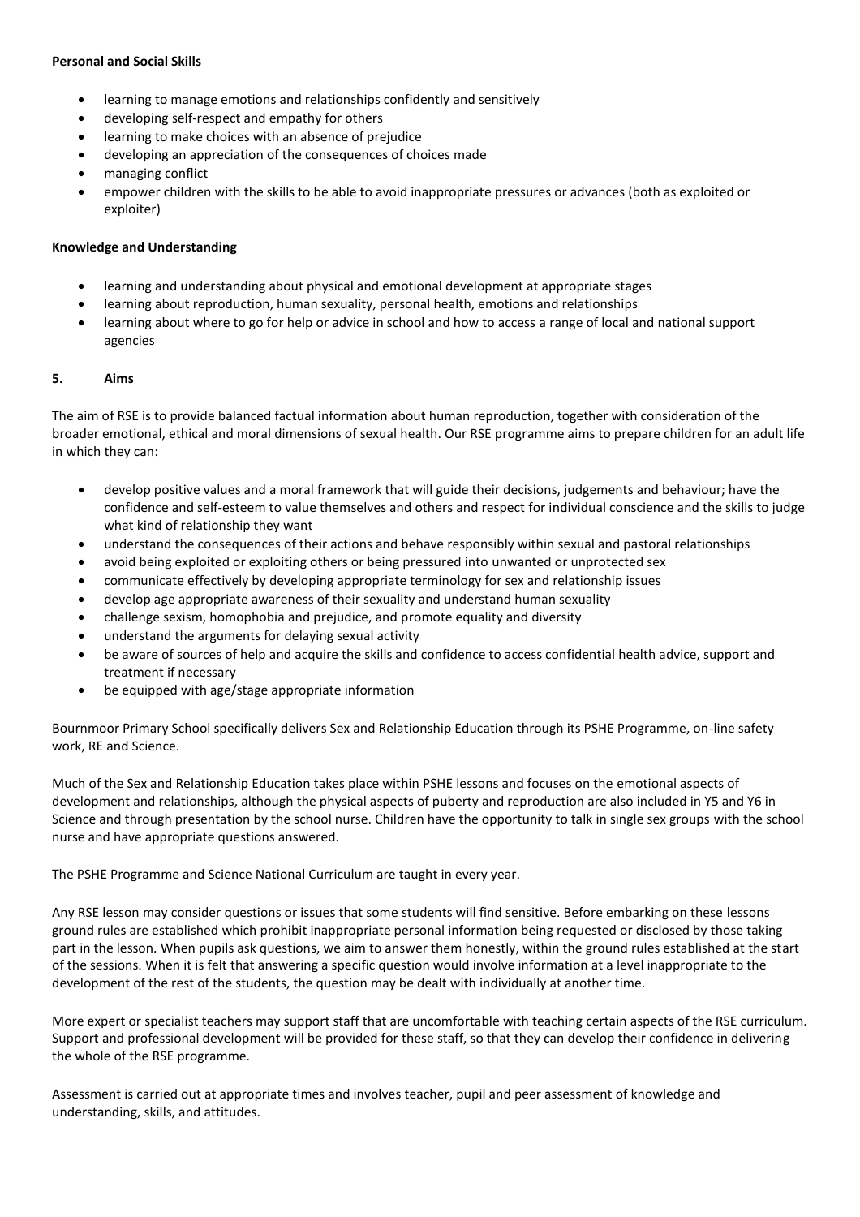**Personal and Social Skills**

- learning to manage emotions and relationships confidently and sensitively
- developing self-respect and empathy for others
- learning to make choices with an absence of prejudice
- developing an appreciation of the consequences of choices made
- managing conflict
- empower children with the skills to be able to avoid inappropriate pressures or advances (both as exploited or exploiter)

**Knowledge and Understanding**

- learning and understanding about physical and emotional development at appropriate stages
- learning about reproduction, human sexuality, personal health, emotions and relationships
- learning about where to go for help or advice in school and how to access a range of local and national support agencies

## 5. Aims

The aim of RSE is to provide balanced factual information about human reproduction, together with consideration of the broader emotional, ethical and moral dimensions of sexual health. Our RSE programme aims to prepare children for an adult life in which they can:

- develop positive values and a moral framework that will guide their decisions, judgements and behaviour; have the confidence and self-esteem to value themselves and others and respect for individual conscience and the skills to judge what kind of relationship they want
- understand the consequences of their actions and behave responsibly within sexual and pastoral relationships
- avoid being exploited or exploiting others or being pressured into unwanted or unprotected sex
- communicate effectively by developing appropriate terminology for sex and relationship issues
- develop age appropriate awareness of their sexuality and understand human sexuality
- challenge sexism, homophobia and prejudice, and promote equality and diversity
- understand the arguments for delaying sexual activity
- be aware of sources of help and acquire the skills and confidence to access confidential health advice, support and treatment if necessary
- be equipped with age/stage appropriate information

Bournmoor Primary School specifically delivers Sex and Relationship Education through its PSHE Programme, on-line safety work, RE and Science.

Much of the Sex and Relationship Education takes place within PSHE lessons and focuses on the emotional aspects of development and relationships, although the physical aspects of puberty and reproduction are also included in Y5 and Y6 in Science and through presentation by the school nurse. Children have the opportunity to talk in single sex groups with the school nurse and have appropriate questions answered.

The PSHE Programme and Science National Curriculum are taught in every year.

Any RSE lesson may consider questions or issues that some students will find sensitive. Before embarking on these lessons ground rules are established which prohibit inappropriate personal information being requested or disclosed by those taking part in the lesson. When pupils ask questions, we aim to answer them honestly, within the ground rules established at the start of the sessions. When it is felt that answering a specific question would involve information at a level inappropriate to the development of the rest of the students, the question may be dealt with individually at another time.

More expert or specialist teachers may support staff that are uncomfortable with teaching certain aspects of the RSE curriculum. Support and professional development will be provided for these staff, so that they can develop their confidence in delivering the whole of the RSE programme.

Assessment is carried out at appropriate times and involves teacher, pupil and peer assessment of knowledge and understanding, skills, and attitudes.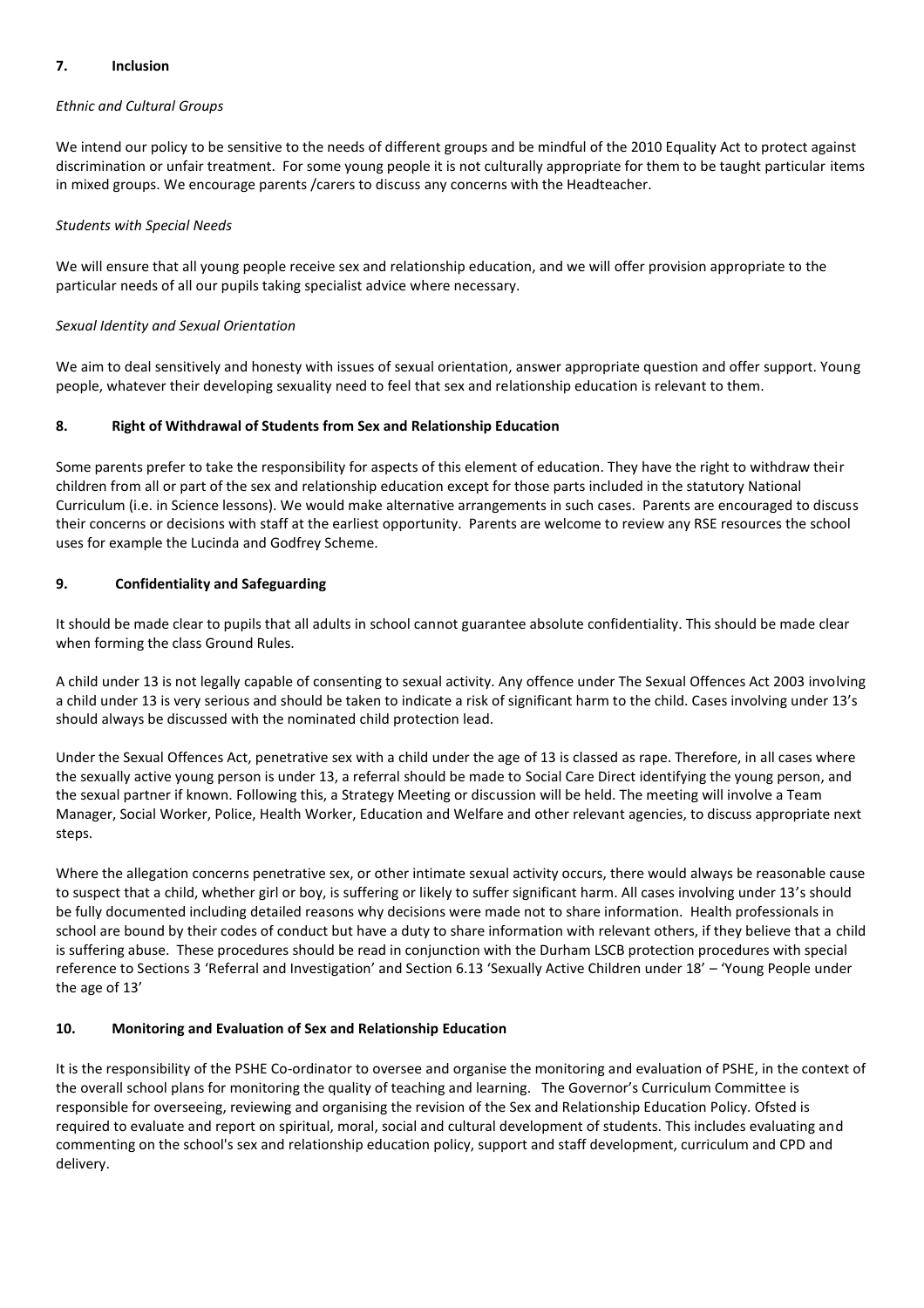## 7. Inclusion

*Ethnic and Cultural Groups*

We intend our policy to be sensitive to the needs of different groups and be mindful of the 2010 Equality Act to protect against discrimination or unfair treatment. For some young people it is not culturally appropriate for them to be taught particular items in mixed groups. We encourage parents /carers to discuss any concerns with the Headteacher.

*Students with Special Needs*

We will ensure that all young people receive sex and relationship education, and we will offer provision appropriate to the particular needs of all our pupils taking specialist advice where necessary.

*Sexual Identity and Sexual Orientation*

We aim to deal sensitively and honesty with issues of sexual orientation, answer appropriate question and offer support. Young people, whatever their developing sexuality need to feel that sex and relationship education is relevant to them.

## 8. Right of Withdrawal of Students from Sex and Relationship Education

Some parents prefer to take the responsibility for aspects of this element of education. They have the right to withdraw their children from all or part of the sex and relationship education except for those parts included in the statutory National Curriculum (i.e. in Science lessons). We would make alternative arrangements in such cases. Parents are encouraged to discuss their concerns or decisions with staff at the earliest opportunity. Parents are welcome to review any RSE resources the school uses for example the Lucinda and Godfrey Scheme.

## 9. Confidentiality and Safeguarding

It should be made clear to pupils that all adults in school cannot guarantee absolute confidentiality. This should be made clear when forming the class Ground Rules.

A child under 13 is not legally capable of consenting to sexual activity. Any offence under The Sexual Offences Act 2003 involving a child under 13 is very serious and should be taken to indicate a risk of significant harm to the child. Cases involving under 13's should always be discussed with the nominated child protection lead.

Under the Sexual Offences Act, penetrative sex with a child under the age of 13 is classed as rape. Therefore, in all cases where the sexually active young person is under 13, a referral should be made to Social Care Direct identifying the young person, and the sexual partner if known. Following this, a Strategy Meeting or discussion will be held. The meeting will involve a Team Manager, Social Worker, Police, Health Worker, Education and Welfare and other relevant agencies, to discuss appropriate next steps.

Where the allegation concerns penetrative sex, or other intimate sexual activity occurs, there would always be reasonable cause to suspect that a child, whether girl or boy, is suffering or likely to suffer significant harm. All cases involving under 13's should be fully documented including detailed reasons why decisions were made not to share information. Health professionals in school are bound by their codes of conduct but have a duty to share information with relevant others, if they believe that a child is suffering abuse. These procedures should be read in conjunction with the Durham LSCB protection procedures with special reference to Sections 3 'Referral and Investigation' and Section 6.13 'Sexually Active Children under 18' – 'Young People under the age of 13'

## 10. Monitoring and Evaluation of Sex and Relationship Education

It is the responsibility of the PSHE Co-ordinator to oversee and organise the monitoring and evaluation of PSHE, in the context of the overall school plans for monitoring the quality of teaching and learning. The Governor's Curriculum Committee is responsible for overseeing, reviewing and organising the revision of the Sex and Relationship Education Policy. Ofsted is required to evaluate and report on spiritual, moral, social and cultural development of students. This includes evaluating and commenting on the school's sex and relationship education policy, support and staff development, curriculum and CPD and delivery.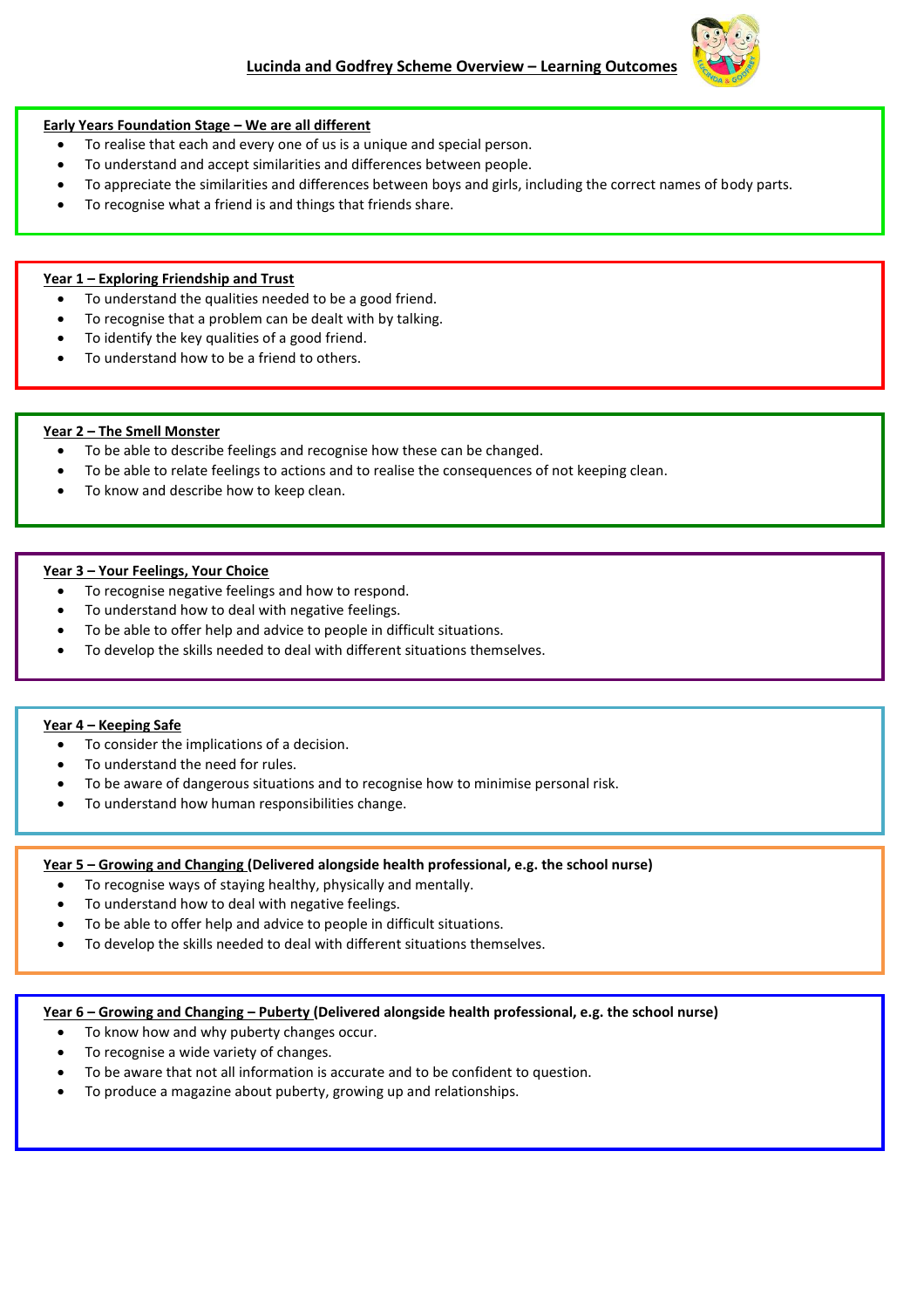# Lucinda and Godfrey Scheme Overview – Learning Outcomes

## Early Years Foundation Stage – We are all different

- To realise that each and every one of us is a unique and special person.
- To understand and accept similarities and differences between people.
- To appreciate the similarities and differences between boys and girls, including the correct names of body parts.
- To recognise what a friend is and things that friends share.

## Year 1 – Exploring Friendship and Trust

- To understand the qualities needed to be a good friend.
- To recognise that a problem can be dealt with by talking.
- To identify the key qualities of a good friend.
- To understand how to be a friend to others.

## Year 2 – The Smell Monster

- To be able to describe feelings and recognise how these can be changed.
- To be able to relate feelings to actions and to realise the consequences of not keeping clean.
- To know and describe how to keep clean.

## Year 3 – Your Feelings, Your Choice

- To recognise negative feelings and how to respond.
- To understand how to deal with negative feelings.
- To be able to offer help and advice to people in difficult situations.
- To develop the skills needed to deal with different situations themselves.

## Year 4 – Keeping Safe

- To consider the implications of a decision.
- To understand the need for rules.
- To be aware of dangerous situations and to recognise how to minimise personal risk.
- To understand how human responsibilities change.

## Year 5 – Growing and Changing (Delivered alongside health professional, e.g. the school nurse)

- To recognise ways of staying healthy, physically and mentally.
- To understand how to deal with negative feelings.
- To be able to offer help and advice to people in difficult situations.
- To develop the skills needed to deal with different situations themselves.

## Year 6 – Growing and Changing – Puberty (Delivered alongside health professional, e.g. the school nurse)

- To know how and why puberty changes occur.
- To recognise a wide variety of changes.
- To be aware that not all information is accurate and to be confident to question.
- To produce a magazine about puberty, growing up and relationships.